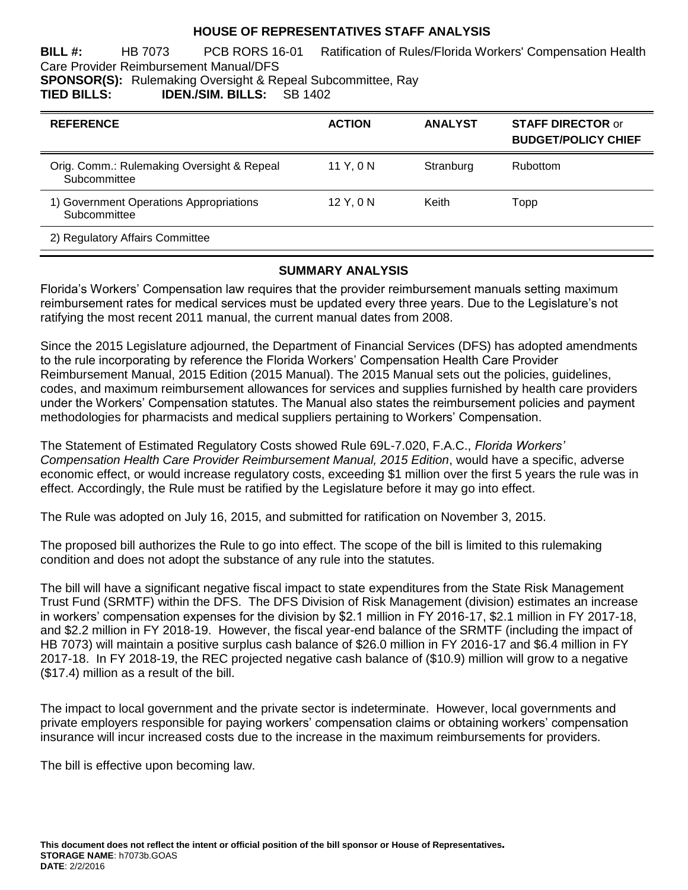# HOUSE OF REPRESENTATIVES STAFF ANALYSIS

**BILL #:** HB 7073 PCB RORS 16-01 Ratification of Rules/Florida Workers' Compensation Health Care Provider Reimbursement Manual/DFS
**SPONSOR(S):** Rulemaking Oversight & Repeal Subcommittee, Ray
**TIED BILLS:** **IDEN./SIM. BILLS:** SB 1402

| REFERENCE | ACTION | ANALYST | STAFF DIRECTOR or BUDGET/POLICY CHIEF |
|---|---|---|---|
| Orig. Comm.: Rulemaking Oversight & Repeal Subcommittee | 11 Y, 0 N | Stranburg | Rubottom |
| 1) Government Operations Appropriations Subcommittee | 12 Y, 0 N | Keith | Topp |
| 2) Regulatory Affairs Committee | | | |

## SUMMARY ANALYSIS

Florida's Workers' Compensation law requires that the provider reimbursement manuals setting maximum reimbursement rates for medical services must be updated every three years. Due to the Legislature's not ratifying the most recent 2011 manual, the current manual dates from 2008.

Since the 2015 Legislature adjourned, the Department of Financial Services (DFS) has adopted amendments to the rule incorporating by reference the Florida Workers' Compensation Health Care Provider Reimbursement Manual, 2015 Edition (2015 Manual). The 2015 Manual sets out the policies, guidelines, codes, and maximum reimbursement allowances for services and supplies furnished by health care providers under the Workers' Compensation statutes. The Manual also states the reimbursement policies and payment methodologies for pharmacists and medical suppliers pertaining to Workers' Compensation.

The Statement of Estimated Regulatory Costs showed Rule 69L-7.020, F.A.C., *Florida Workers' Compensation Health Care Provider Reimbursement Manual, 2015 Edition*, would have a specific, adverse economic effect, or would increase regulatory costs, exceeding $1 million over the first 5 years the rule was in effect. Accordingly, the Rule must be ratified by the Legislature before it may go into effect.

The Rule was adopted on July 16, 2015, and submitted for ratification on November 3, 2015.

The proposed bill authorizes the Rule to go into effect. The scope of the bill is limited to this rulemaking condition and does not adopt the substance of any rule into the statutes.

The bill will have a significant negative fiscal impact to state expenditures from the State Risk Management Trust Fund (SRMTF) within the DFS. The DFS Division of Risk Management (division) estimates an increase in workers' compensation expenses for the division by $2.1 million in FY 2016-17, $2.1 million in FY 2017-18, and $2.2 million in FY 2018-19. However, the fiscal year-end balance of the SRMTF (including the impact of HB 7073) will maintain a positive surplus cash balance of $26.0 million in FY 2016-17 and $6.4 million in FY 2017-18. In FY 2018-19, the REC projected negative cash balance of ($10.9) million will grow to a negative ($17.4) million as a result of the bill.

The impact to local government and the private sector is indeterminate. However, local governments and private employers responsible for paying workers' compensation claims or obtaining workers' compensation insurance will incur increased costs due to the increase in the maximum reimbursements for providers.

The bill is effective upon becoming law.

**This document does not reflect the intent or official position of the bill sponsor or House of Representatives.**
**STORAGE NAME**: h7073b.GOAS
**DATE**: 2/2/2016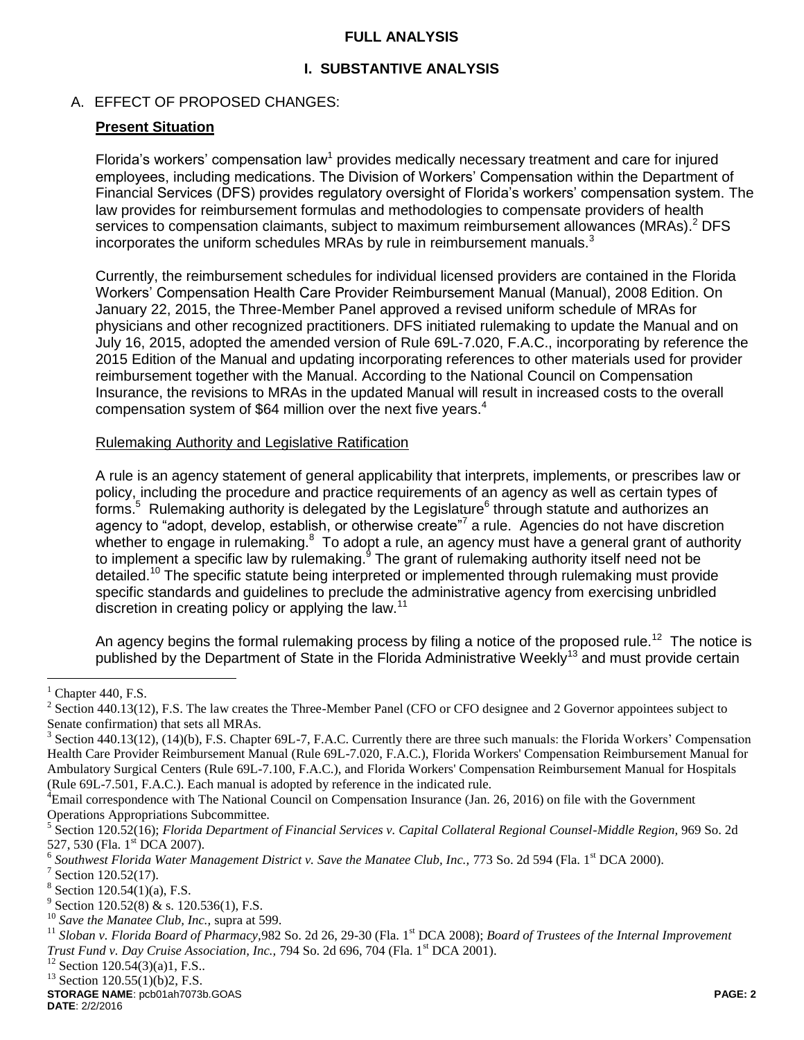# FULL ANALYSIS

## I. SUBSTANTIVE ANALYSIS

### A. EFFECT OF PROPOSED CHANGES:

**Present Situation**

Florida's workers' compensation law[1] provides medically necessary treatment and care for injured employees, including medications. The Division of Workers' Compensation within the Department of Financial Services (DFS) provides regulatory oversight of Florida's workers' compensation system. The law provides for reimbursement formulas and methodologies to compensate providers of health services to compensation claimants, subject to maximum reimbursement allowances (MRAs).[2] DFS incorporates the uniform schedules MRAs by rule in reimbursement manuals.[3]

Currently, the reimbursement schedules for individual licensed providers are contained in the Florida Workers' Compensation Health Care Provider Reimbursement Manual (Manual), 2008 Edition. On January 22, 2015, the Three-Member Panel approved a revised uniform schedule of MRAs for physicians and other recognized practitioners. DFS initiated rulemaking to update the Manual and on July 16, 2015, adopted the amended version of Rule 69L-7.020, F.A.C., incorporating by reference the 2015 Edition of the Manual and updating incorporating references to other materials used for provider reimbursement together with the Manual. According to the National Council on Compensation Insurance, the revisions to MRAs in the updated Manual will result in increased costs to the overall compensation system of $64 million over the next five years.[4]

Rulemaking Authority and Legislative Ratification

A rule is an agency statement of general applicability that interprets, implements, or prescribes law or policy, including the procedure and practice requirements of an agency as well as certain types of forms.[5] Rulemaking authority is delegated by the Legislature[6] through statute and authorizes an agency to "adopt, develop, establish, or otherwise create"[7] a rule. Agencies do not have discretion whether to engage in rulemaking.[8] To adopt a rule, an agency must have a general grant of authority to implement a specific law by rulemaking.[9] The grant of rulemaking authority itself need not be detailed.[10] The specific statute being interpreted or implemented through rulemaking must provide specific standards and guidelines to preclude the administrative agency from exercising unbridled discretion in creating policy or applying the law.[11]

An agency begins the formal rulemaking process by filing a notice of the proposed rule.[12] The notice is published by the Department of State in the Florida Administrative Weekly[13] and must provide certain

---

[1] Chapter 440, F.S.

[2] Section 440.13(12), F.S. The law creates the Three-Member Panel (CFO or CFO designee and 2 Governor appointees subject to Senate confirmation) that sets all MRAs.

[3] Section 440.13(12), (14)(b), F.S. Chapter 69L-7, F.A.C. Currently there are three such manuals: the Florida Workers' Compensation Health Care Provider Reimbursement Manual (Rule 69L-7.020, F.A.C.), Florida Workers' Compensation Reimbursement Manual for Ambulatory Surgical Centers (Rule 69L-7.100, F.A.C.), and Florida Workers' Compensation Reimbursement Manual for Hospitals (Rule 69L-7.501, F.A.C.). Each manual is adopted by reference in the indicated rule.

[4] Email correspondence with The National Council on Compensation Insurance (Jan. 26, 2016) on file with the Government Operations Appropriations Subcommittee.

[5] Section 120.52(16); *Florida Department of Financial Services v. Capital Collateral Regional Counsel-Middle Region*, 969 So. 2d 527, 530 (Fla. 1st DCA 2007).

[6] *Southwest Florida Water Management District v. Save the Manatee Club, Inc.*, 773 So. 2d 594 (Fla. 1st DCA 2000).

[7] Section 120.52(17).

[8] Section 120.54(1)(a), F.S.

[9] Section 120.52(8) & s. 120.536(1), F.S.

[10] *Save the Manatee Club, Inc.*, supra at 599.

[11] *Sloban v. Florida Board of Pharmacy*, 982 So. 2d 26, 29-30 (Fla. 1st DCA 2008); *Board of Trustees of the Internal Improvement Trust Fund v. Day Cruise Association, Inc.*, 794 So. 2d 696, 704 (Fla. 1st DCA 2001).

[12] Section 120.54(3)(a)1, F.S..

[13] Section 120.55(1)(b)2, F.S.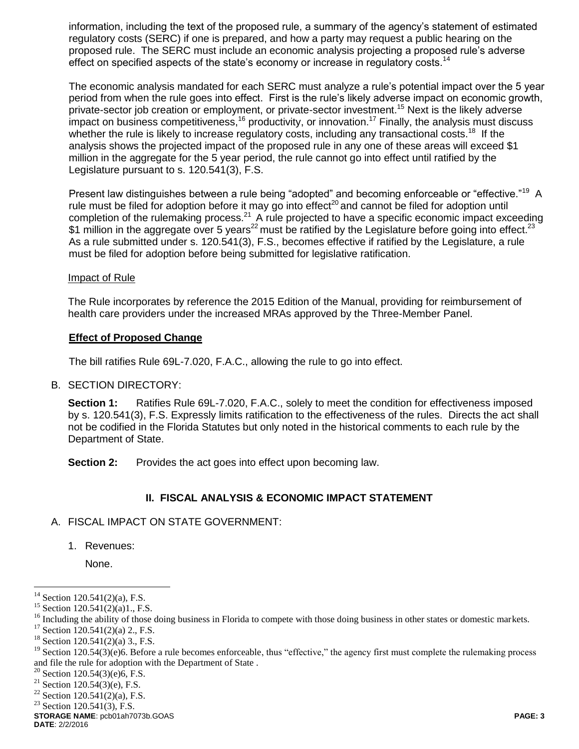information, including the text of the proposed rule, a summary of the agency's statement of estimated regulatory costs (SERC) if one is prepared, and how a party may request a public hearing on the proposed rule. The SERC must include an economic analysis projecting a proposed rule's adverse effect on specified aspects of the state's economy or increase in regulatory costs.[14]

The economic analysis mandated for each SERC must analyze a rule's potential impact over the 5 year period from when the rule goes into effect. First is the rule's likely adverse impact on economic growth, private-sector job creation or employment, or private-sector investment.[15] Next is the likely adverse impact on business competitiveness,[16] productivity, or innovation.[17] Finally, the analysis must discuss whether the rule is likely to increase regulatory costs, including any transactional costs.[18] If the analysis shows the projected impact of the proposed rule in any one of these areas will exceed $1 million in the aggregate for the 5 year period, the rule cannot go into effect until ratified by the Legislature pursuant to s. 120.541(3), F.S.

Present law distinguishes between a rule being "adopted" and becoming enforceable or "effective."[19] A rule must be filed for adoption before it may go into effect[20] and cannot be filed for adoption until completion of the rulemaking process.[21] A rule projected to have a specific economic impact exceeding $1 million in the aggregate over 5 years[22] must be ratified by the Legislature before going into effect.[23] As a rule submitted under s. 120.541(3), F.S., becomes effective if ratified by the Legislature, a rule must be filed for adoption before being submitted for legislative ratification.

Impact of Rule

The Rule incorporates by reference the 2015 Edition of the Manual, providing for reimbursement of health care providers under the increased MRAs approved by the Three-Member Panel.

**Effect of Proposed Change**

The bill ratifies Rule 69L-7.020, F.A.C., allowing the rule to go into effect.

B. SECTION DIRECTORY:

**Section 1:** Ratifies Rule 69L-7.020, F.A.C., solely to meet the condition for effectiveness imposed by s. 120.541(3), F.S. Expressly limits ratification to the effectiveness of the rules. Directs the act shall not be codified in the Florida Statutes but only noted in the historical comments to each rule by the Department of State.

**Section 2:** Provides the act goes into effect upon becoming law.

## II. FISCAL ANALYSIS & ECONOMIC IMPACT STATEMENT

A. FISCAL IMPACT ON STATE GOVERNMENT:

1. Revenues:

   None.

---

[14] Section 120.541(2)(a), F.S.
[15] Section 120.541(2)(a)1., F.S.
[16] Including the ability of those doing business in Florida to compete with those doing business in other states or domestic markets.
[17] Section 120.541(2)(a) 2., F.S.
[18] Section 120.541(2)(a) 3., F.S.
[19] Section 120.54(3)(e)6. Before a rule becomes enforceable, thus "effective," the agency first must complete the rulemaking process and file the rule for adoption with the Department of State .
[20] Section 120.54(3)(e)6, F.S.
[21] Section 120.54(3)(e), F.S.
[22] Section 120.541(2)(a), F.S.
[23] Section 120.541(3), F.S.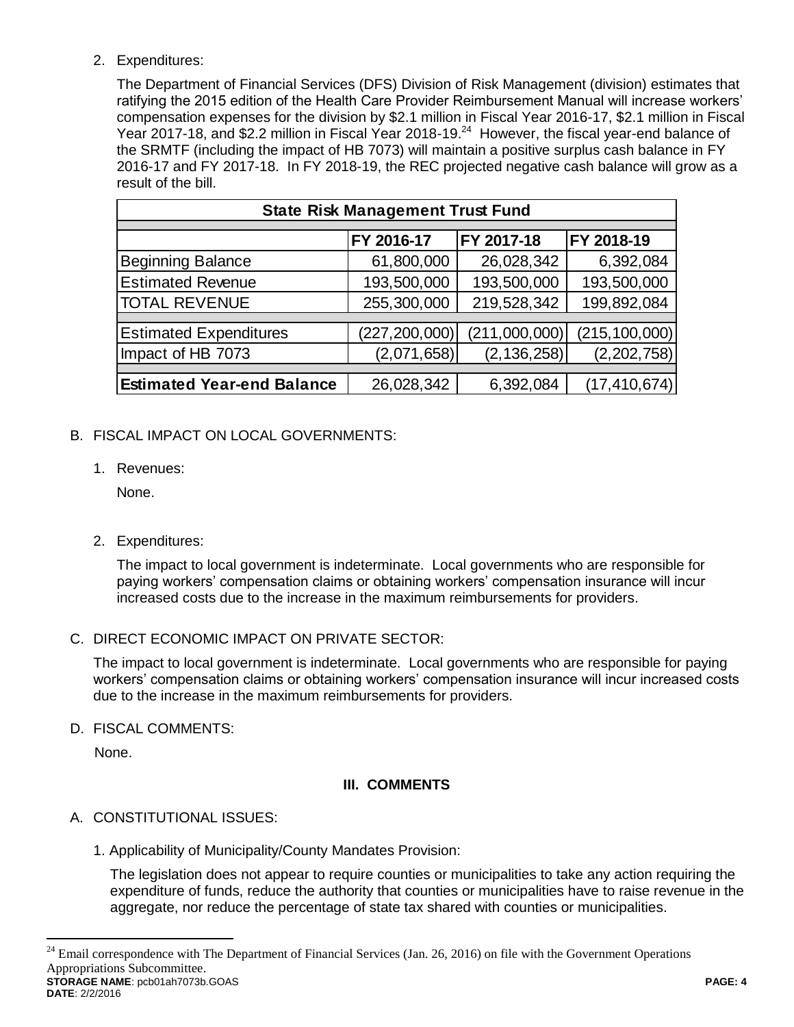2. Expenditures:

   The Department of Financial Services (DFS) Division of Risk Management (division) estimates that ratifying the 2015 edition of the Health Care Provider Reimbursement Manual will increase workers' compensation expenses for the division by $2.1 million in Fiscal Year 2016-17, $2.1 million in Fiscal Year 2017-18, and $2.2 million in Fiscal Year 2018-19.[24] However, the fiscal year-end balance of the SRMTF (including the impact of HB 7073) will maintain a positive surplus cash balance in FY 2016-17 and FY 2017-18. In FY 2018-19, the REC projected negative cash balance will grow as a result of the bill.

| State Risk Management Trust Fund | | | |
|---|---|---|---|
| | FY 2016-17 | FY 2017-18 | FY 2018-19 |
| Beginning Balance | 61,800,000 | 26,028,342 | 6,392,084 |
| Estimated Revenue | 193,500,000 | 193,500,000 | 193,500,000 |
| TOTAL REVENUE | 255,300,000 | 219,528,342 | 199,892,084 |
| Estimated Expenditures | (227,200,000) | (211,000,000) | (215,100,000) |
| Impact of HB 7073 | (2,071,658) | (2,136,258) | (2,202,758) |
| **Estimated Year-end Balance** | 26,028,342 | 6,392,084 | (17,410,674) |

B. FISCAL IMPACT ON LOCAL GOVERNMENTS:

1. Revenues:

   None.

2. Expenditures:

   The impact to local government is indeterminate. Local governments who are responsible for paying workers' compensation claims or obtaining workers' compensation insurance will incur increased costs due to the increase in the maximum reimbursements for providers.

C. DIRECT ECONOMIC IMPACT ON PRIVATE SECTOR:

The impact to local government is indeterminate. Local governments who are responsible for paying workers' compensation claims or obtaining workers' compensation insurance will incur increased costs due to the increase in the maximum reimbursements for providers.

D. FISCAL COMMENTS:

None.

## III. COMMENTS

A. CONSTITUTIONAL ISSUES:

1. Applicability of Municipality/County Mandates Provision:

   The legislation does not appear to require counties or municipalities to take any action requiring the expenditure of funds, reduce the authority that counties or municipalities have to raise revenue in the aggregate, nor reduce the percentage of state tax shared with counties or municipalities.

---

[24] Email correspondence with The Department of Financial Services (Jan. 26, 2016) on file with the Government Operations Appropriations Subcommittee.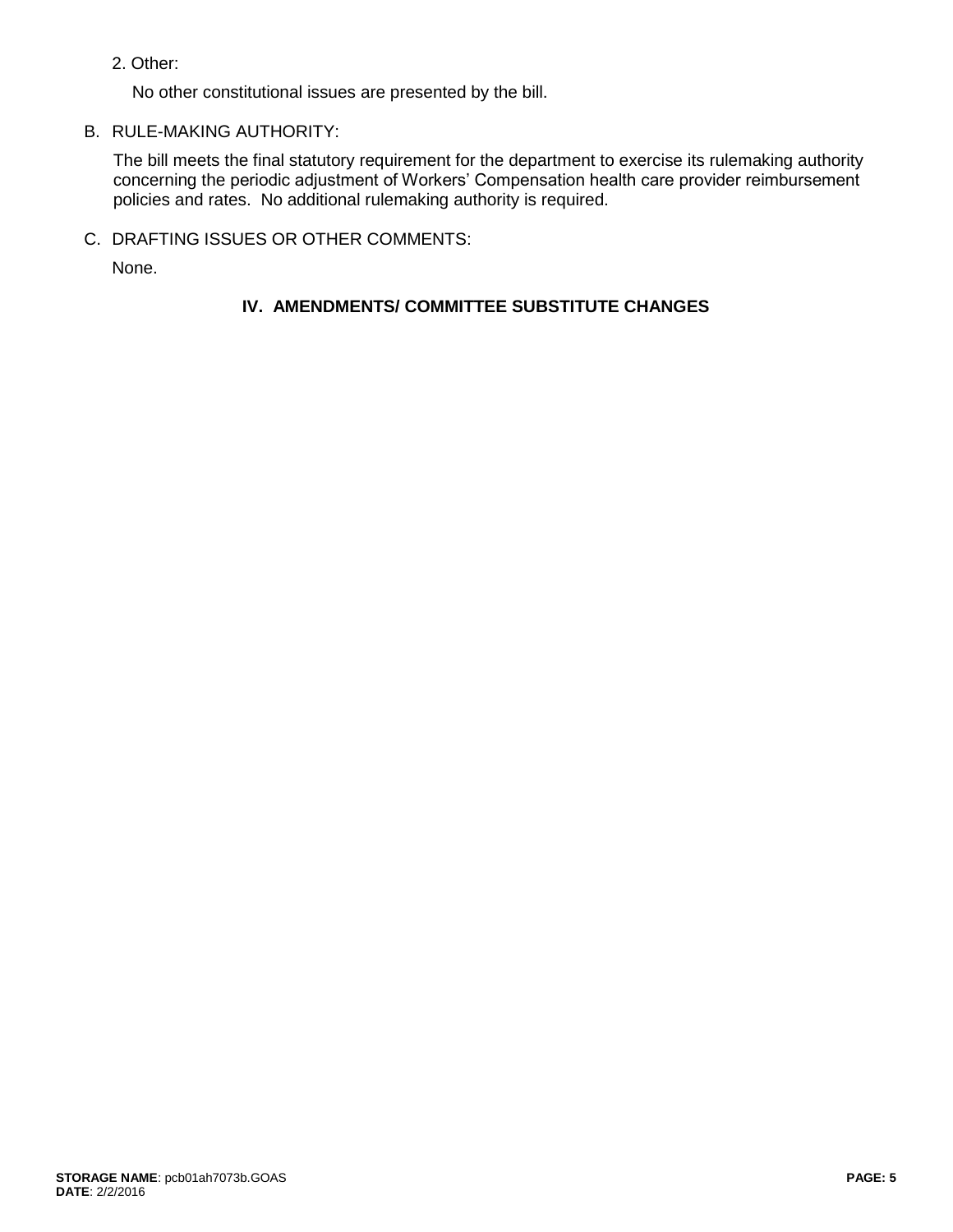2. Other:

No other constitutional issues are presented by the bill.

B. RULE-MAKING AUTHORITY:

The bill meets the final statutory requirement for the department to exercise its rulemaking authority concerning the periodic adjustment of Workers' Compensation health care provider reimbursement policies and rates. No additional rulemaking authority is required.

C. DRAFTING ISSUES OR OTHER COMMENTS:

None.

## IV. AMENDMENTS/ COMMITTEE SUBSTITUTE CHANGES